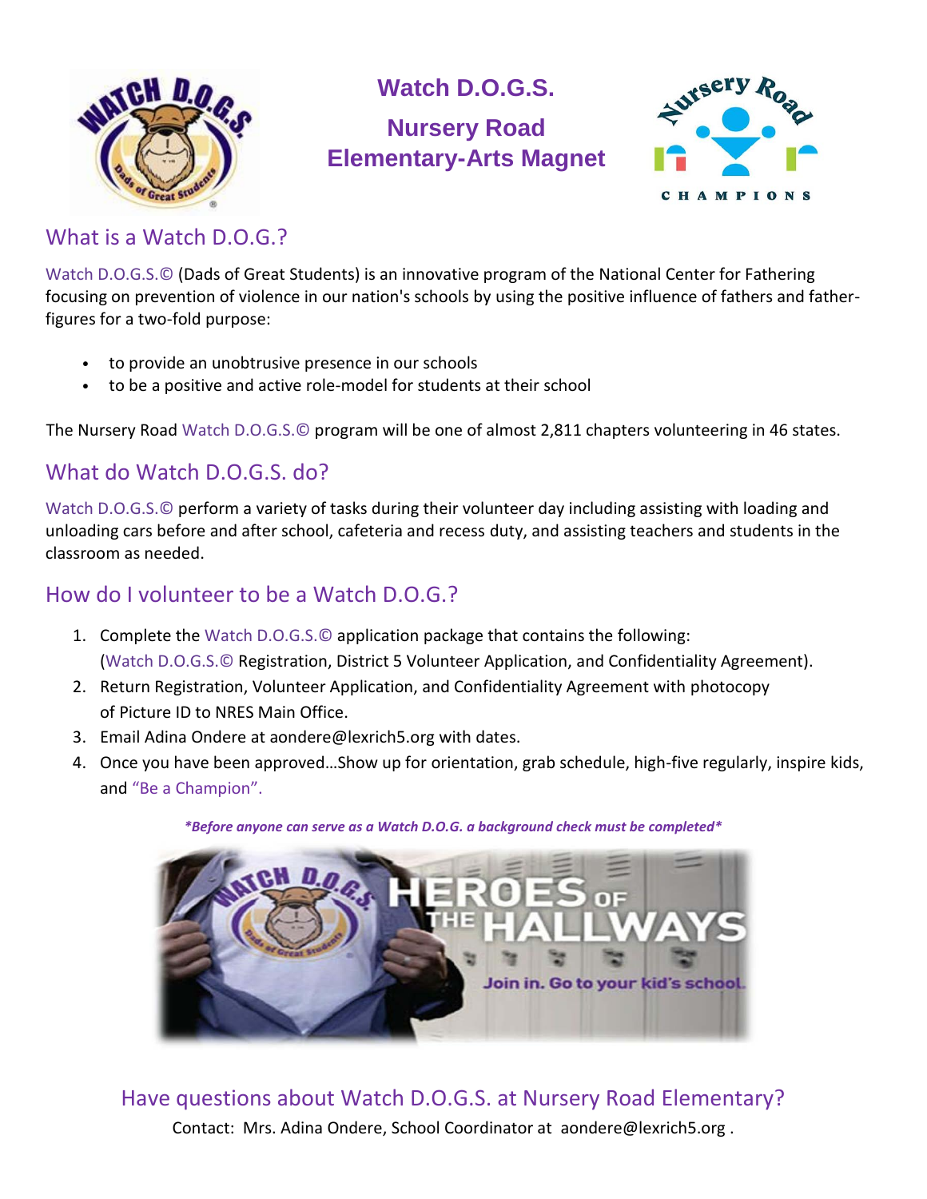# Watch D.O.G.S.

## Nursery Road Elementary-Arts Magnet

## What is a Watch D.O.G.?

Watch D.O.G.S.© (Dads of Great Students) is an innovative program of the National Center for Fathering focusing on prevention of violence in our nation's schools by using the positive influence of fathers and father-figures for a two-fold purpose:

- to provide an unobtrusive presence in our schools
- to be a positive and active role-model for students at their school

The Nursery Road Watch D.O.G.S.© program will be one of almost 2,811 chapters volunteering in 46 states.

## What do Watch D.O.G.S. do?

Watch D.O.G.S.© perform a variety of tasks during their volunteer day including assisting with loading and unloading cars before and after school, cafeteria and recess duty, and assisting teachers and students in the classroom as needed.

## How do I volunteer to be a Watch D.O.G.?

1. Complete the Watch D.O.G.S.© application package that contains the following: (Watch D.O.G.S.© Registration, District 5 Volunteer Application, and Confidentiality Agreement).
2. Return Registration, Volunteer Application, and Confidentiality Agreement with photocopy of Picture ID to NRES Main Office.
3. Email Adina Ondere at aondere@lexrich5.org with dates.
4. Once you have been approved…Show up for orientation, grab schedule, high-five regularly, inspire kids, and "Be a Champion".

***Before anyone can serve as a Watch D.O.G. a background check must be completed***

## Have questions about Watch D.O.G.S. at Nursery Road Elementary?

Contact: Mrs. Adina Ondere, School Coordinator at aondere@lexrich5.org .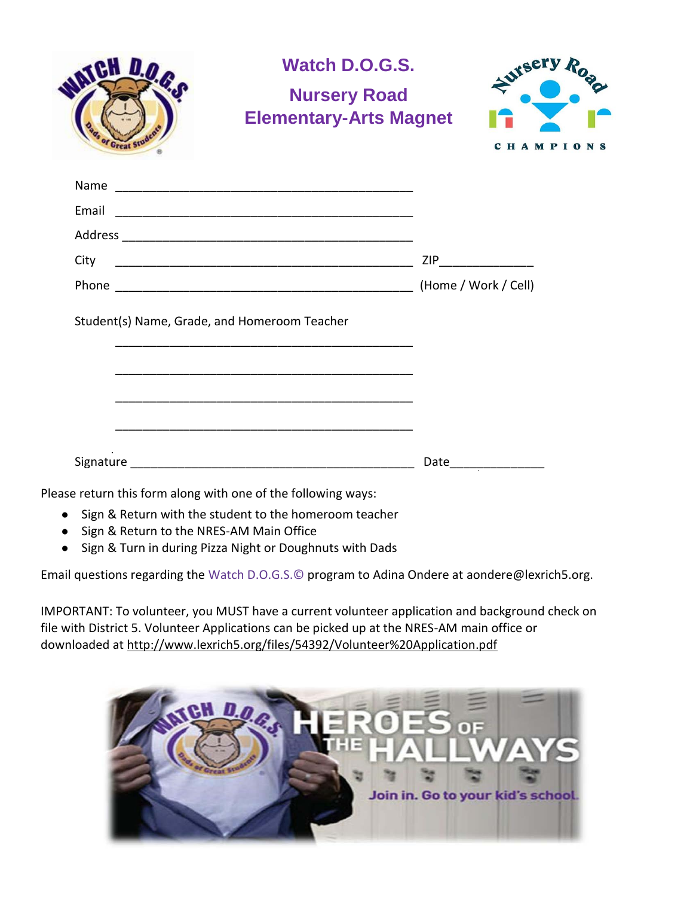# Watch D.O.G.S.

## Nursery Road Elementary-Arts Magnet

Name ____________________________________________

Email ____________________________________________

Address __________________________________________

City ____________________________________________ ZIP_____________

Phone ___________________________________________ (Home / Work / Cell)

Student(s) Name, Grade, and Homeroom Teacher

____________________________________________

____________________________________________

____________________________________________

____________________________________________

Signature ________________________________________ Date_____________

Please return this form along with one of the following ways:

- Sign & Return with the student to the homeroom teacher
- Sign & Return to the NRES-AM Main Office
- Sign & Turn in during Pizza Night or Doughnuts with Dads

Email questions regarding the Watch D.O.G.S.© program to Adina Ondere at aondere@lexrich5.org.

IMPORTANT: To volunteer, you MUST have a current volunteer application and background check on file with District 5. Volunteer Applications can be picked up at the NRES-AM main office or downloaded at http://www.lexrich5.org/files/54392/Volunteer%20Application.pdf